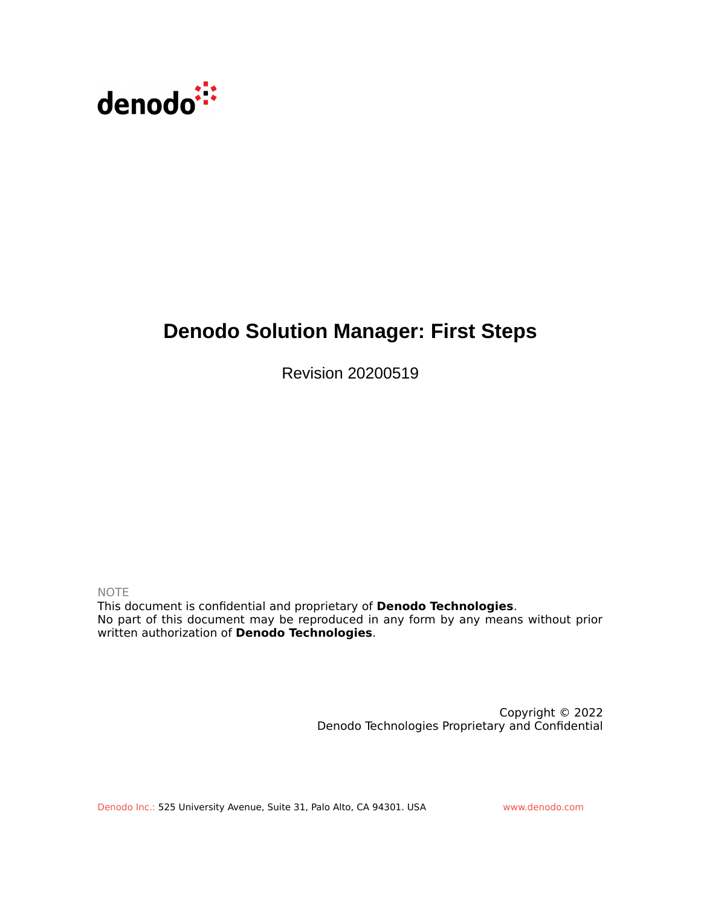denodo

# Denodo Solution Manager: First Steps

Revision 20200519

NOTE
This document is confidential and proprietary of **Denodo Technologies**.
No part of this document may be reproduced in any form by any means without prior written authorization of **Denodo Technologies**.

Copyright © 2022
Denodo Technologies Proprietary and Confidential

Denodo Inc.: 525 University Avenue, Suite 31, Palo Alto, CA 94301. USA www.denodo.com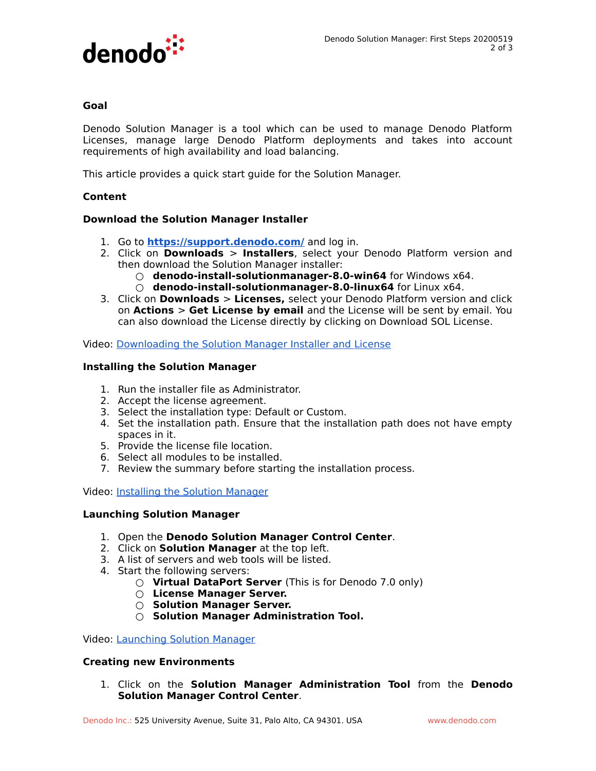**Goal**

Denodo Solution Manager is a tool which can be used to manage Denodo Platform Licenses, manage large Denodo Platform deployments and takes into account requirements of high availability and load balancing.

This article provides a quick start guide for the Solution Manager.

**Content**

**Download the Solution Manager Installer**

1. Go to **[https://support.denodo.com/](https://support.denodo.com/)** and log in.
2. Click on **Downloads** > **Installers**, select your Denodo Platform version and then download the Solution Manager installer:
   - **denodo-install-solutionmanager-8.0-win64** for Windows x64.
   - **denodo-install-solutionmanager-8.0-linux64** for Linux x64.
3. Click on **Downloads** > **Licenses,** select your Denodo Platform version and click on **Actions** > **Get License by email** and the License will be sent by email. You can also download the License directly by clicking on Download SOL License.

Video: Downloading the Solution Manager Installer and License

**Installing the Solution Manager**

1. Run the installer file as Administrator.
2. Accept the license agreement.
3. Select the installation type: Default or Custom.
4. Set the installation path. Ensure that the installation path does not have empty spaces in it.
5. Provide the license file location.
6. Select all modules to be installed.
7. Review the summary before starting the installation process.

Video: Installing the Solution Manager

**Launching Solution Manager**

1. Open the **Denodo Solution Manager Control Center**.
2. Click on **Solution Manager** at the top left.
3. A list of servers and web tools will be listed.
4. Start the following servers:
   - **Virtual DataPort Server** (This is for Denodo 7.0 only)
   - **License Manager Server.**
   - **Solution Manager Server.**
   - **Solution Manager Administration Tool.**

Video: Launching Solution Manager

**Creating new Environments**

1. Click on the **Solution Manager Administration Tool** from the **Denodo Solution Manager Control Center**.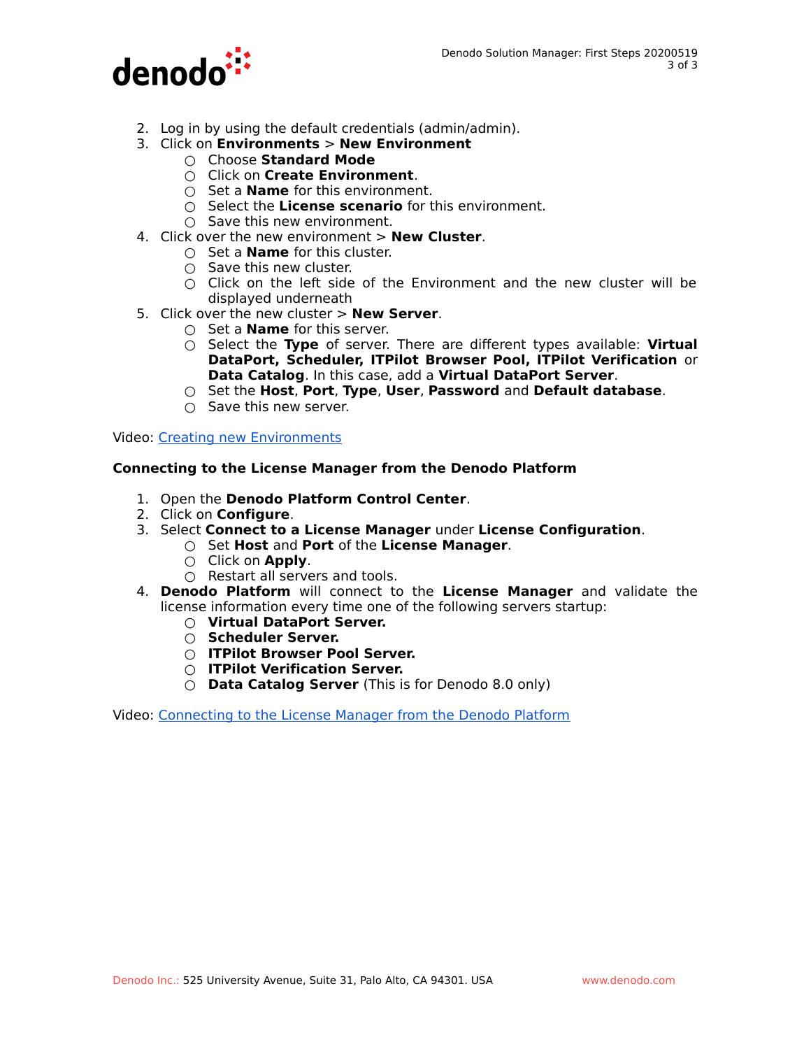2. Log in by using the default credentials (admin/admin).
3. Click on **Environments** > **New Environment**
   - Choose **Standard Mode**
   - Click on **Create Environment**.
   - Set a **Name** for this environment.
   - Select the **License scenario** for this environment.
   - Save this new environment.
4. Click over the new environment > **New Cluster**.
   - Set a **Name** for this cluster.
   - Save this new cluster.
   - Click on the left side of the Environment and the new cluster will be displayed underneath
5. Click over the new cluster > **New Server**.
   - Set a **Name** for this server.
   - Select the **Type** of server. There are different types available: **Virtual DataPort, Scheduler, ITPilot Browser Pool, ITPilot Verification** or **Data Catalog**. In this case, add a **Virtual DataPort Server**.
   - Set the **Host**, **Port**, **Type**, **User**, **Password** and **Default database**.
   - Save this new server.

Video: [Creating new Environments]()

**Connecting to the License Manager from the Denodo Platform**

1. Open the **Denodo Platform Control Center**.
2. Click on **Configure**.
3. Select **Connect to a License Manager** under **License Configuration**.
   - Set **Host** and **Port** of the **License Manager**.
   - Click on **Apply**.
   - Restart all servers and tools.
4. **Denodo Platform** will connect to the **License Manager** and validate the license information every time one of the following servers startup:
   - **Virtual DataPort Server.**
   - **Scheduler Server.**
   - **ITPilot Browser Pool Server.**
   - **ITPilot Verification Server.**
   - **Data Catalog Server** (This is for Denodo 8.0 only)

Video: [Connecting to the License Manager from the Denodo Platform]()